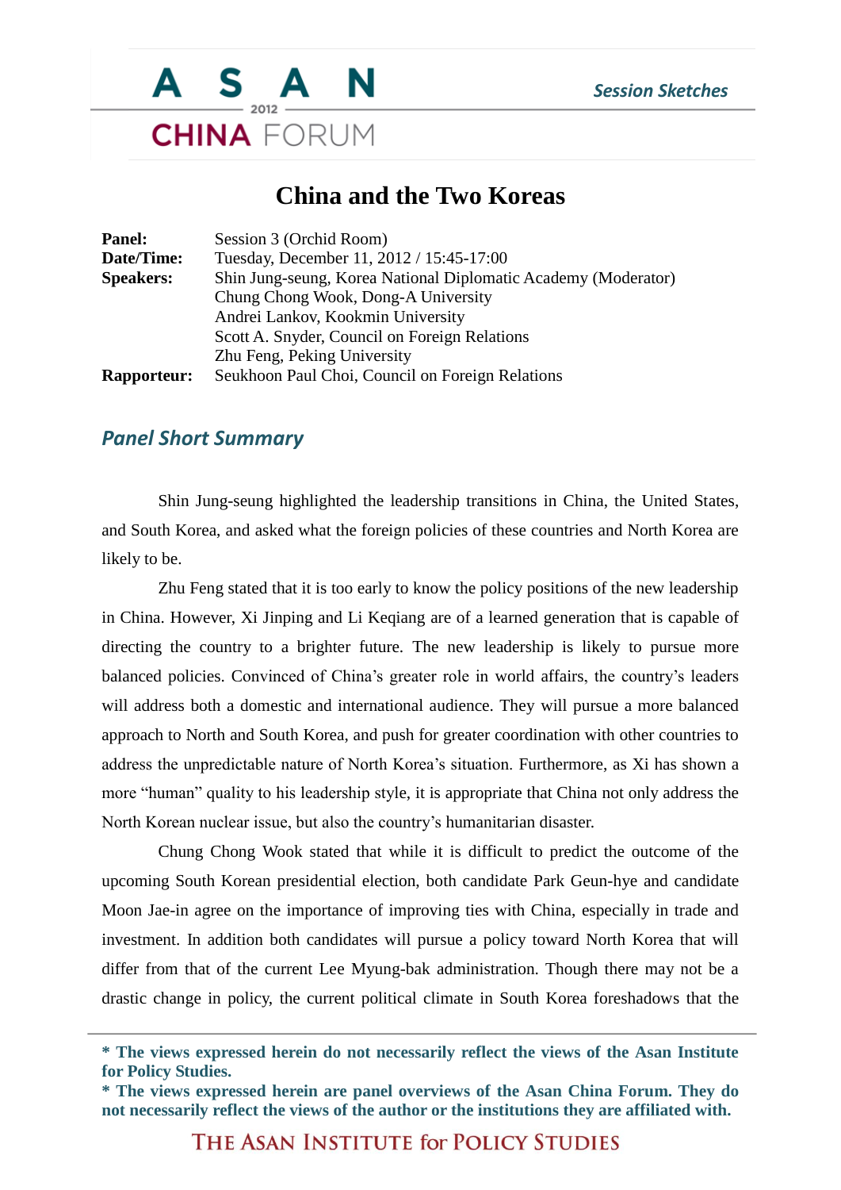# China and the Two Koreas

| | |
|---|---|
| **Panel:** | Session 3 (Orchid Room) |
| **Date/Time:** | Tuesday, December 11, 2012 / 15:45-17:00 |
| **Speakers:** | Shin Jung-seung, Korea National Diplomatic Academy (Moderator) |
| | Chung Chong Wook, Dong-A University |
| | Andrei Lankov, Kookmin University |
| | Scott A. Snyder, Council on Foreign Relations |
| | Zhu Feng, Peking University |
| **Rapporteur:** | Seukhoon Paul Choi, Council on Foreign Relations |

## *Panel Short Summary*

Shin Jung-seung highlighted the leadership transitions in China, the United States, and South Korea, and asked what the foreign policies of these countries and North Korea are likely to be.

Zhu Feng stated that it is too early to know the policy positions of the new leadership in China. However, Xi Jinping and Li Keqiang are of a learned generation that is capable of directing the country to a brighter future. The new leadership is likely to pursue more balanced policies. Convinced of China's greater role in world affairs, the country's leaders will address both a domestic and international audience. They will pursue a more balanced approach to North and South Korea, and push for greater coordination with other countries to address the unpredictable nature of North Korea's situation. Furthermore, as Xi has shown a more "human" quality to his leadership style, it is appropriate that China not only address the North Korean nuclear issue, but also the country's humanitarian disaster.

Chung Chong Wook stated that while it is difficult to predict the outcome of the upcoming South Korean presidential election, both candidate Park Geun-hye and candidate Moon Jae-in agree on the importance of improving ties with China, especially in trade and investment. In addition both candidates will pursue a policy toward North Korea that will differ from that of the current Lee Myung-bak administration. Though there may not be a drastic change in policy, the current political climate in South Korea foreshadows that the

**\* The views expressed herein do not necessarily reflect the views of the Asan Institute for Policy Studies.**
**\* The views expressed herein are panel overviews of the Asan China Forum. They do not necessarily reflect the views of the author or the institutions they are affiliated with.**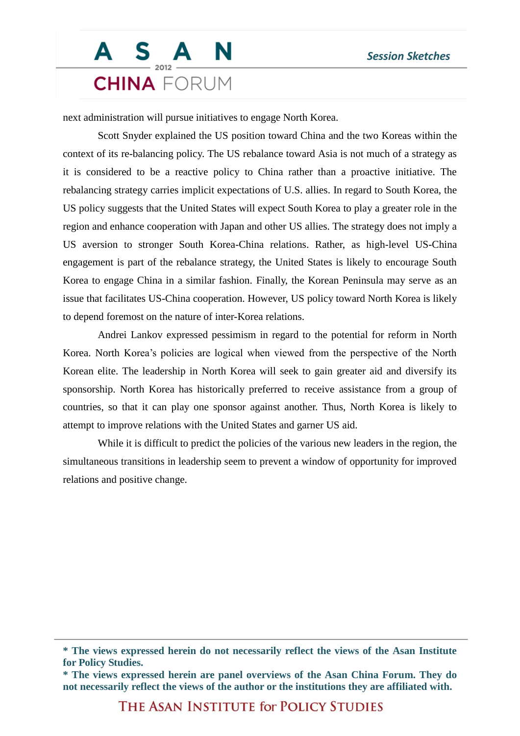next administration will pursue initiatives to engage North Korea.

Scott Snyder explained the US position toward China and the two Koreas within the context of its re-balancing policy. The US rebalance toward Asia is not much of a strategy as it is considered to be a reactive policy to China rather than a proactive initiative. The rebalancing strategy carries implicit expectations of U.S. allies. In regard to South Korea, the US policy suggests that the United States will expect South Korea to play a greater role in the region and enhance cooperation with Japan and other US allies. The strategy does not imply a US aversion to stronger South Korea-China relations. Rather, as high-level US-China engagement is part of the rebalance strategy, the United States is likely to encourage South Korea to engage China in a similar fashion. Finally, the Korean Peninsula may serve as an issue that facilitates US-China cooperation. However, US policy toward North Korea is likely to depend foremost on the nature of inter-Korea relations.

Andrei Lankov expressed pessimism in regard to the potential for reform in North Korea. North Korea's policies are logical when viewed from the perspective of the North Korean elite. The leadership in North Korea will seek to gain greater aid and diversify its sponsorship. North Korea has historically preferred to receive assistance from a group of countries, so that it can play one sponsor against another. Thus, North Korea is likely to attempt to improve relations with the United States and garner US aid.

While it is difficult to predict the policies of the various new leaders in the region, the simultaneous transitions in leadership seem to prevent a window of opportunity for improved relations and positive change.

**\* The views expressed herein do not necessarily reflect the views of the Asan Institute for Policy Studies.**

**\* The views expressed herein are panel overviews of the Asan China Forum. They do not necessarily reflect the views of the author or the institutions they are affiliated with.**